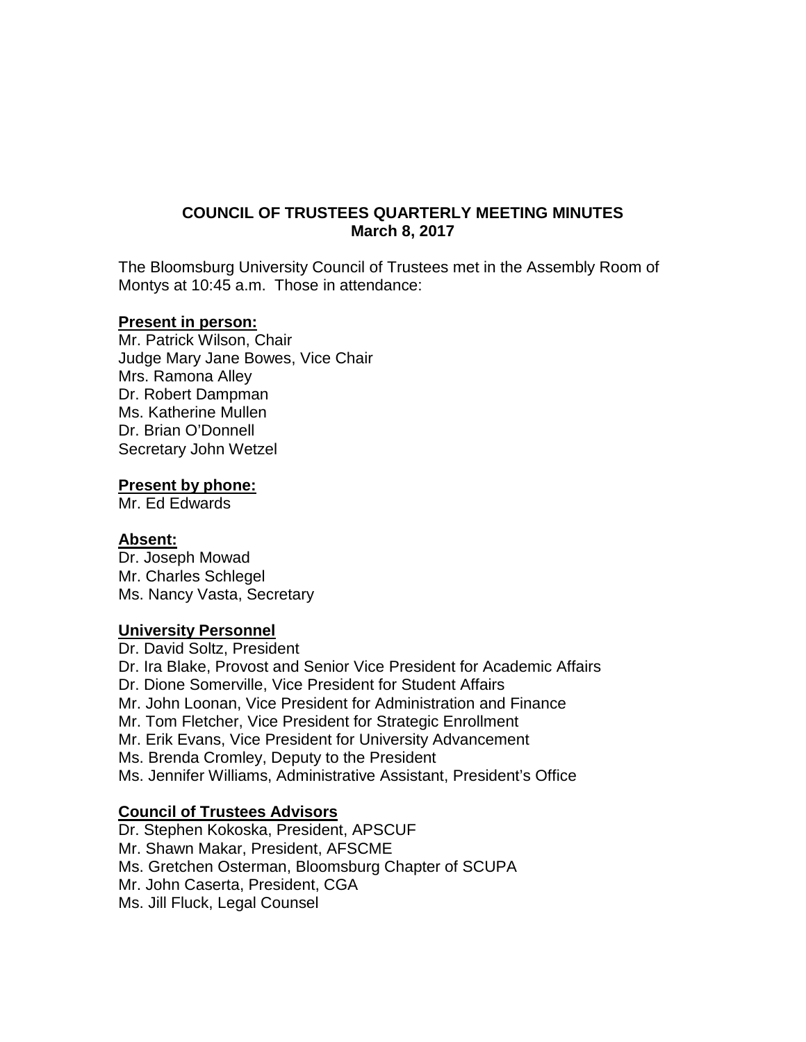**COUNCIL OF TRUSTEES QUARTERLY MEETING MINUTES**
**March 8, 2017**

The Bloomsburg University Council of Trustees met in the Assembly Room of Montys at 10:45 a.m. Those in attendance:

**Present in person:**

Mr. Patrick Wilson, Chair
Judge Mary Jane Bowes, Vice Chair
Mrs. Ramona Alley
Dr. Robert Dampman
Ms. Katherine Mullen
Dr. Brian O'Donnell
Secretary John Wetzel

**Present by phone:**

Mr. Ed Edwards

**Absent:**

Dr. Joseph Mowad
Mr. Charles Schlegel
Ms. Nancy Vasta, Secretary

**University Personnel**

Dr. David Soltz, President
Dr. Ira Blake, Provost and Senior Vice President for Academic Affairs
Dr. Dione Somerville, Vice President for Student Affairs
Mr. John Loonan, Vice President for Administration and Finance
Mr. Tom Fletcher, Vice President for Strategic Enrollment
Mr. Erik Evans, Vice President for University Advancement
Ms. Brenda Cromley, Deputy to the President
Ms. Jennifer Williams, Administrative Assistant, President's Office

**Council of Trustees Advisors**

Dr. Stephen Kokoska, President, APSCUF
Mr. Shawn Makar, President, AFSCME
Ms. Gretchen Osterman, Bloomsburg Chapter of SCUPA
Mr. John Caserta, President, CGA
Ms. Jill Fluck, Legal Counsel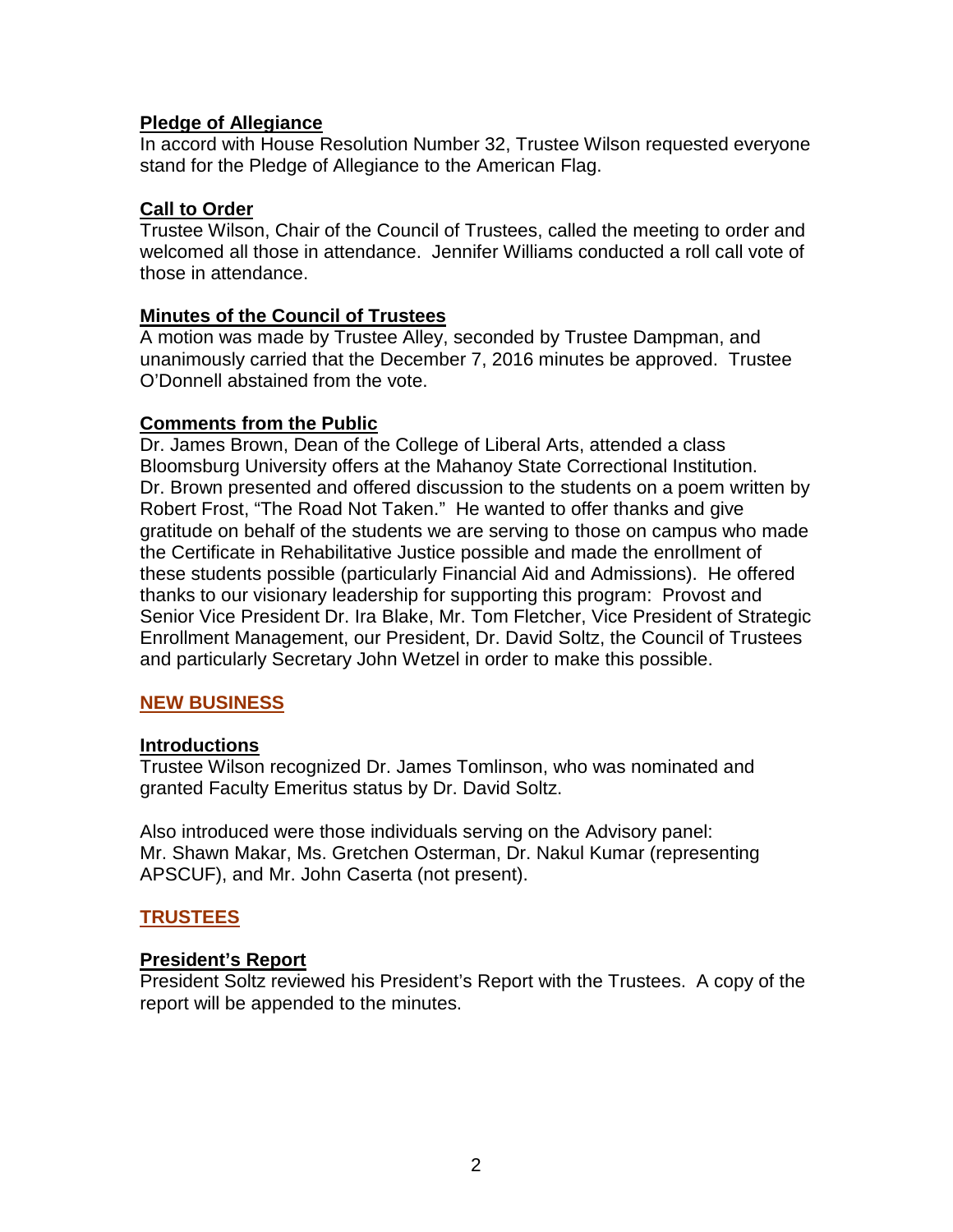**Pledge of Allegiance**

In accord with House Resolution Number 32, Trustee Wilson requested everyone stand for the Pledge of Allegiance to the American Flag.

**Call to Order**

Trustee Wilson, Chair of the Council of Trustees, called the meeting to order and welcomed all those in attendance. Jennifer Williams conducted a roll call vote of those in attendance.

**Minutes of the Council of Trustees**

A motion was made by Trustee Alley, seconded by Trustee Dampman, and unanimously carried that the December 7, 2016 minutes be approved. Trustee O'Donnell abstained from the vote.

**Comments from the Public**

Dr. James Brown, Dean of the College of Liberal Arts, attended a class Bloomsburg University offers at the Mahanoy State Correctional Institution. Dr. Brown presented and offered discussion to the students on a poem written by Robert Frost, "The Road Not Taken." He wanted to offer thanks and give gratitude on behalf of the students we are serving to those on campus who made the Certificate in Rehabilitative Justice possible and made the enrollment of these students possible (particularly Financial Aid and Admissions). He offered thanks to our visionary leadership for supporting this program: Provost and Senior Vice President Dr. Ira Blake, Mr. Tom Fletcher, Vice President of Strategic Enrollment Management, our President, Dr. David Soltz, the Council of Trustees and particularly Secretary John Wetzel in order to make this possible.

## NEW BUSINESS

**Introductions**

Trustee Wilson recognized Dr. James Tomlinson, who was nominated and granted Faculty Emeritus status by Dr. David Soltz.

Also introduced were those individuals serving on the Advisory panel: Mr. Shawn Makar, Ms. Gretchen Osterman, Dr. Nakul Kumar (representing APSCUF), and Mr. John Caserta (not present).

## TRUSTEES

**President's Report**

President Soltz reviewed his President's Report with the Trustees. A copy of the report will be appended to the minutes.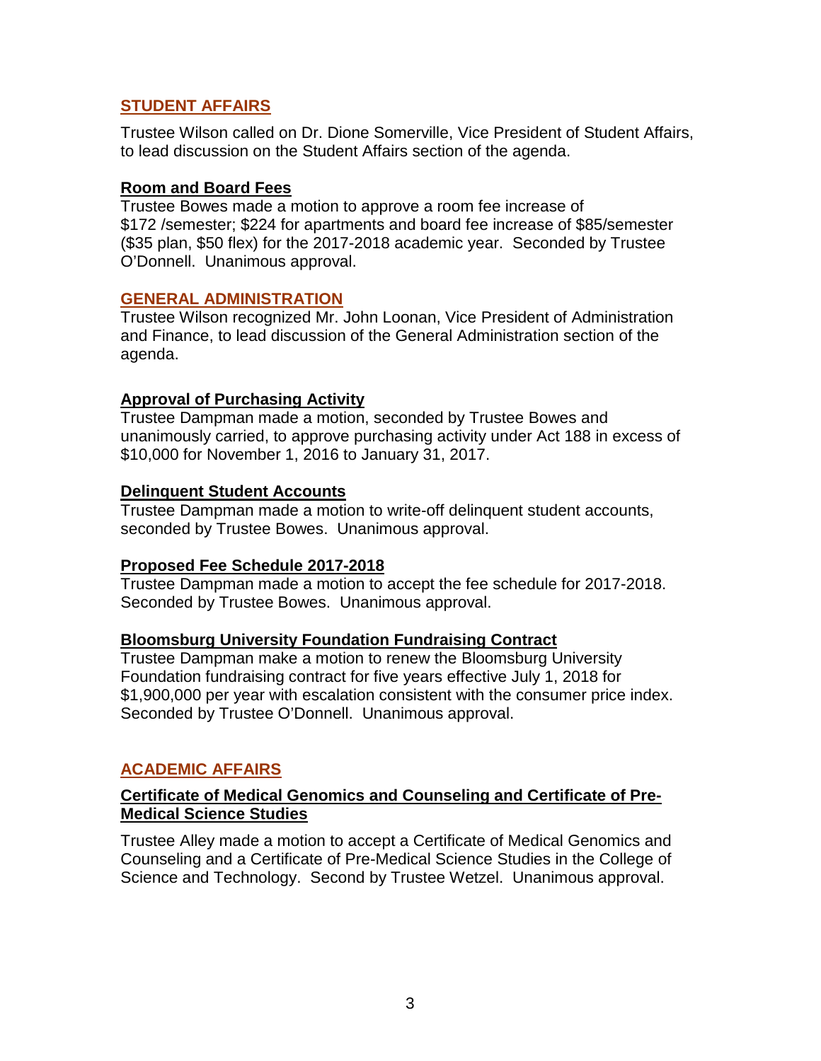## STUDENT AFFAIRS

Trustee Wilson called on Dr. Dione Somerville, Vice President of Student Affairs, to lead discussion on the Student Affairs section of the agenda.

### Room and Board Fees

Trustee Bowes made a motion to approve a room fee increase of $172 /semester; $224 for apartments and board fee increase of $85/semester ($35 plan, $50 flex) for the 2017-2018 academic year. Seconded by Trustee O'Donnell. Unanimous approval.

## GENERAL ADMINISTRATION

Trustee Wilson recognized Mr. John Loonan, Vice President of Administration and Finance, to lead discussion of the General Administration section of the agenda.

### Approval of Purchasing Activity

Trustee Dampman made a motion, seconded by Trustee Bowes and unanimously carried, to approve purchasing activity under Act 188 in excess of $10,000 for November 1, 2016 to January 31, 2017.

### Delinquent Student Accounts

Trustee Dampman made a motion to write-off delinquent student accounts, seconded by Trustee Bowes. Unanimous approval.

### Proposed Fee Schedule 2017-2018

Trustee Dampman made a motion to accept the fee schedule for 2017-2018. Seconded by Trustee Bowes. Unanimous approval.

### Bloomsburg University Foundation Fundraising Contract

Trustee Dampman make a motion to renew the Bloomsburg University Foundation fundraising contract for five years effective July 1, 2018 for $1,900,000 per year with escalation consistent with the consumer price index. Seconded by Trustee O'Donnell. Unanimous approval.

## ACADEMIC AFFAIRS

### Certificate of Medical Genomics and Counseling and Certificate of Pre-Medical Science Studies

Trustee Alley made a motion to accept a Certificate of Medical Genomics and Counseling and a Certificate of Pre-Medical Science Studies in the College of Science and Technology. Second by Trustee Wetzel. Unanimous approval.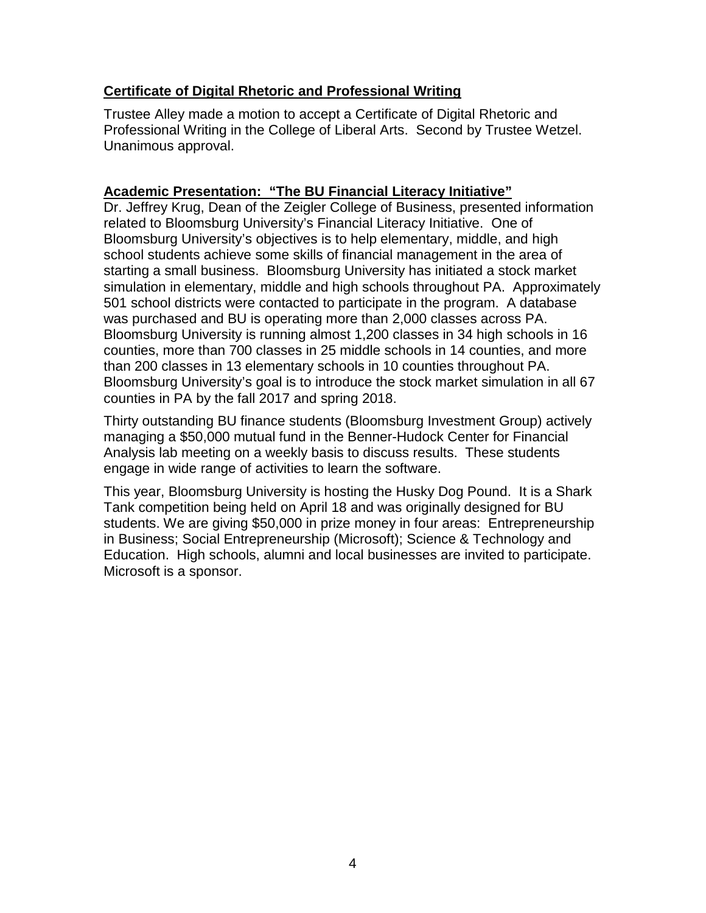**Certificate of Digital Rhetoric and Professional Writing**

Trustee Alley made a motion to accept a Certificate of Digital Rhetoric and Professional Writing in the College of Liberal Arts. Second by Trustee Wetzel. Unanimous approval.

**Academic Presentation: "The BU Financial Literacy Initiative"**

Dr. Jeffrey Krug, Dean of the Zeigler College of Business, presented information related to Bloomsburg University's Financial Literacy Initiative. One of Bloomsburg University's objectives is to help elementary, middle, and high school students achieve some skills of financial management in the area of starting a small business. Bloomsburg University has initiated a stock market simulation in elementary, middle and high schools throughout PA. Approximately 501 school districts were contacted to participate in the program. A database was purchased and BU is operating more than 2,000 classes across PA. Bloomsburg University is running almost 1,200 classes in 34 high schools in 16 counties, more than 700 classes in 25 middle schools in 14 counties, and more than 200 classes in 13 elementary schools in 10 counties throughout PA. Bloomsburg University's goal is to introduce the stock market simulation in all 67 counties in PA by the fall 2017 and spring 2018.

Thirty outstanding BU finance students (Bloomsburg Investment Group) actively managing a $50,000 mutual fund in the Benner-Hudock Center for Financial Analysis lab meeting on a weekly basis to discuss results. These students engage in wide range of activities to learn the software.

This year, Bloomsburg University is hosting the Husky Dog Pound. It is a Shark Tank competition being held on April 18 and was originally designed for BU students. We are giving $50,000 in prize money in four areas: Entrepreneurship in Business; Social Entrepreneurship (Microsoft); Science & Technology and Education. High schools, alumni and local businesses are invited to participate. Microsoft is a sponsor.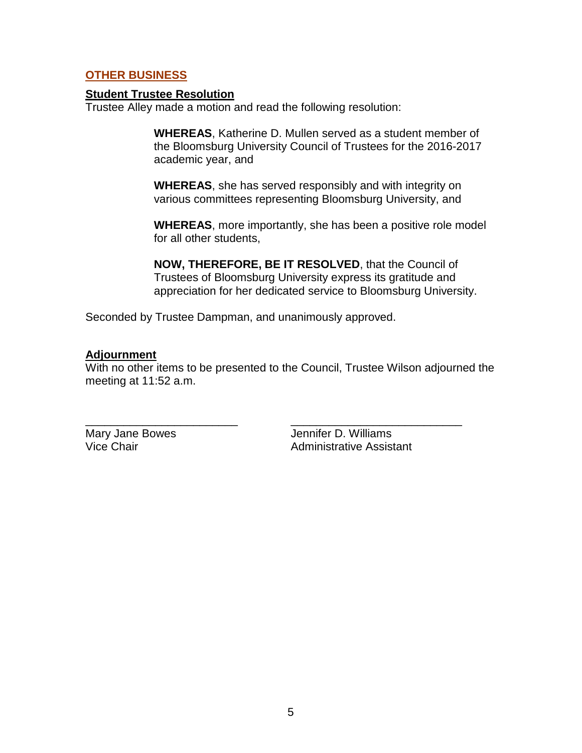## OTHER BUSINESS

### Student Trustee Resolution

Trustee Alley made a motion and read the following resolution:

> **WHEREAS**, Katherine D. Mullen served as a student member of the Bloomsburg University Council of Trustees for the 2016-2017 academic year, and
>
> **WHEREAS**, she has served responsibly and with integrity on various committees representing Bloomsburg University, and
>
> **WHEREAS**, more importantly, she has been a positive role model for all other students,
>
> **NOW, THEREFORE, BE IT RESOLVED**, that the Council of Trustees of Bloomsburg University express its gratitude and appreciation for her dedicated service to Bloomsburg University.

Seconded by Trustee Dampman, and unanimously approved.

### Adjournment

With no other items to be presented to the Council, Trustee Wilson adjourned the meeting at 11:52 a.m.

| ________________________ | ___________________________ |
|---|---|
| Mary Jane Bowes | Jennifer D. Williams |
| Vice Chair | Administrative Assistant |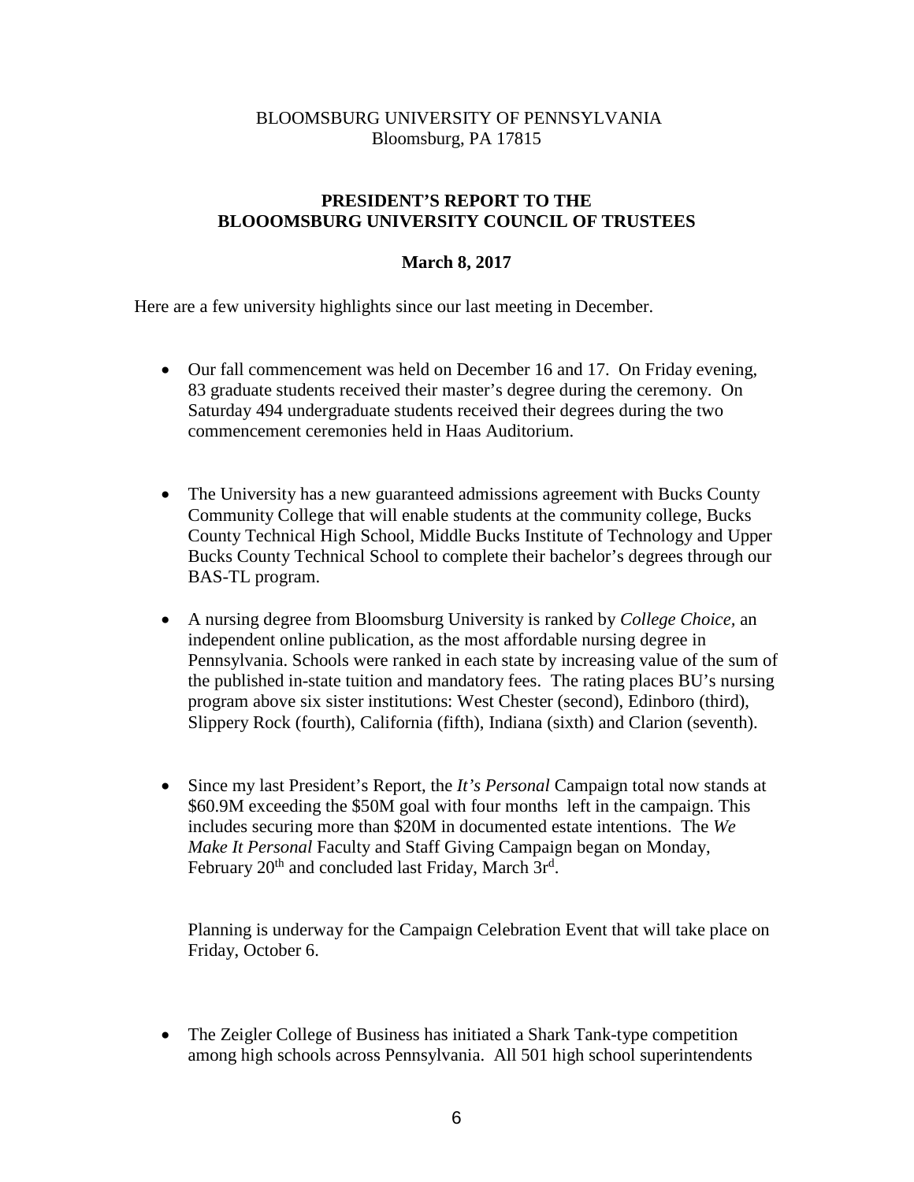BLOOMSBURG UNIVERSITY OF PENNSYLVANIA
Bloomsburg, PA 17815

**PRESIDENT'S REPORT TO THE BLOOOMSBURG UNIVERSITY COUNCIL OF TRUSTEES**

**March 8, 2017**

Here are a few university highlights since our last meeting in December.

- Our fall commencement was held on December 16 and 17. On Friday evening, 83 graduate students received their master's degree during the ceremony. On Saturday 494 undergraduate students received their degrees during the two commencement ceremonies held in Haas Auditorium.

- The University has a new guaranteed admissions agreement with Bucks County Community College that will enable students at the community college, Bucks County Technical High School, Middle Bucks Institute of Technology and Upper Bucks County Technical School to complete their bachelor's degrees through our BAS-TL program.

- A nursing degree from Bloomsburg University is ranked by *College Choice*, an independent online publication, as the most affordable nursing degree in Pennsylvania. Schools were ranked in each state by increasing value of the sum of the published in-state tuition and mandatory fees. The rating places BU's nursing program above six sister institutions: West Chester (second), Edinboro (third), Slippery Rock (fourth), California (fifth), Indiana (sixth) and Clarion (seventh).

- Since my last President's Report, the *It's Personal* Campaign total now stands at \$60.9M exceeding the \$50M goal with four months left in the campaign. This includes securing more than \$20M in documented estate intentions. The *We Make It Personal* Faculty and Staff Giving Campaign began on Monday, February 20th and concluded last Friday, March 3rd.

  Planning is underway for the Campaign Celebration Event that will take place on Friday, October 6.

- The Zeigler College of Business has initiated a Shark Tank-type competition among high schools across Pennsylvania. All 501 high school superintendents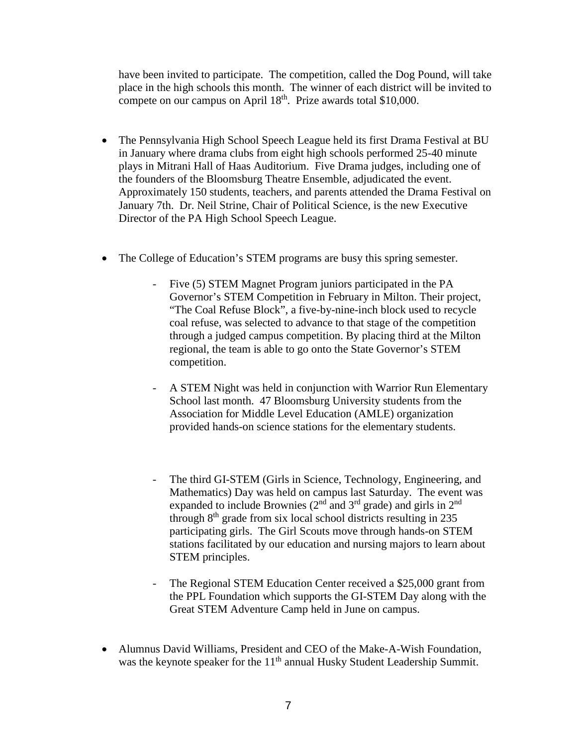have been invited to participate. The competition, called the Dog Pound, will take place in the high schools this month. The winner of each district will be invited to compete on our campus on April 18th. Prize awards total $10,000.

- The Pennsylvania High School Speech League held its first Drama Festival at BU in January where drama clubs from eight high schools performed 25-40 minute plays in Mitrani Hall of Haas Auditorium. Five Drama judges, including one of the founders of the Bloomsburg Theatre Ensemble, adjudicated the event. Approximately 150 students, teachers, and parents attended the Drama Festival on January 7th. Dr. Neil Strine, Chair of Political Science, is the new Executive Director of the PA High School Speech League.

- The College of Education's STEM programs are busy this spring semester.

    - Five (5) STEM Magnet Program juniors participated in the PA Governor's STEM Competition in February in Milton. Their project, "The Coal Refuse Block", a five-by-nine-inch block used to recycle coal refuse, was selected to advance to that stage of the competition through a judged campus competition. By placing third at the Milton regional, the team is able to go onto the State Governor's STEM competition.

    - A STEM Night was held in conjunction with Warrior Run Elementary School last month. 47 Bloomsburg University students from the Association for Middle Level Education (AMLE) organization provided hands-on science stations for the elementary students.

    - The third GI-STEM (Girls in Science, Technology, Engineering, and Mathematics) Day was held on campus last Saturday. The event was expanded to include Brownies (2nd and 3rd grade) and girls in 2nd through 8th grade from six local school districts resulting in 235 participating girls. The Girl Scouts move through hands-on STEM stations facilitated by our education and nursing majors to learn about STEM principles.

    - The Regional STEM Education Center received a $25,000 grant from the PPL Foundation which supports the GI-STEM Day along with the Great STEM Adventure Camp held in June on campus.

- Alumnus David Williams, President and CEO of the Make-A-Wish Foundation, was the keynote speaker for the 11th annual Husky Student Leadership Summit.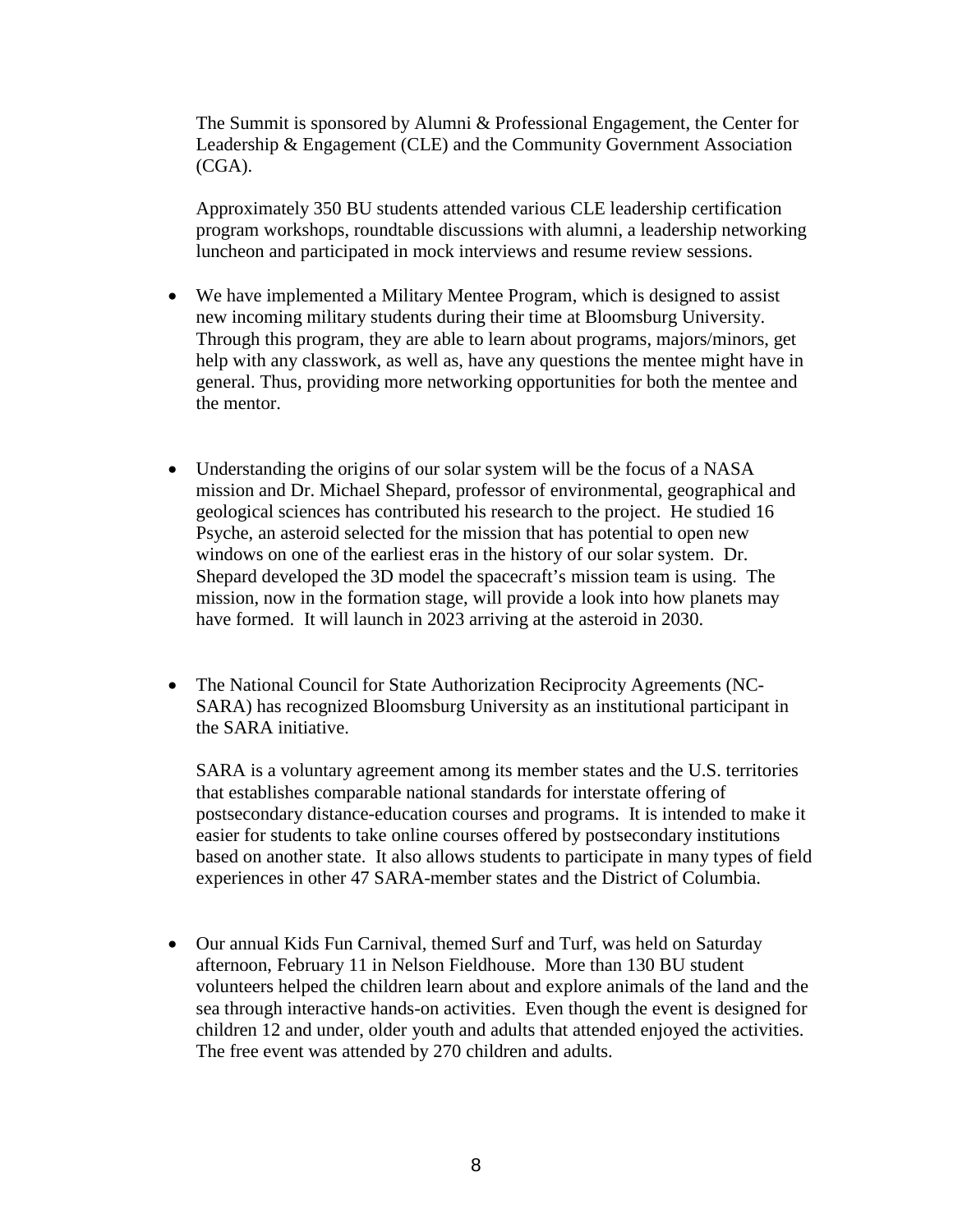The Summit is sponsored by Alumni & Professional Engagement, the Center for Leadership & Engagement (CLE) and the Community Government Association (CGA).

Approximately 350 BU students attended various CLE leadership certification program workshops, roundtable discussions with alumni, a leadership networking luncheon and participated in mock interviews and resume review sessions.

- We have implemented a Military Mentee Program, which is designed to assist new incoming military students during their time at Bloomsburg University. Through this program, they are able to learn about programs, majors/minors, get help with any classwork, as well as, have any questions the mentee might have in general. Thus, providing more networking opportunities for both the mentee and the mentor.

- Understanding the origins of our solar system will be the focus of a NASA mission and Dr. Michael Shepard, professor of environmental, geographical and geological sciences has contributed his research to the project. He studied 16 Psyche, an asteroid selected for the mission that has potential to open new windows on one of the earliest eras in the history of our solar system. Dr. Shepard developed the 3D model the spacecraft's mission team is using. The mission, now in the formation stage, will provide a look into how planets may have formed. It will launch in 2023 arriving at the asteroid in 2030.

- The National Council for State Authorization Reciprocity Agreements (NC-SARA) has recognized Bloomsburg University as an institutional participant in the SARA initiative.

  SARA is a voluntary agreement among its member states and the U.S. territories that establishes comparable national standards for interstate offering of postsecondary distance-education courses and programs. It is intended to make it easier for students to take online courses offered by postsecondary institutions based on another state. It also allows students to participate in many types of field experiences in other 47 SARA-member states and the District of Columbia.

- Our annual Kids Fun Carnival, themed Surf and Turf, was held on Saturday afternoon, February 11 in Nelson Fieldhouse. More than 130 BU student volunteers helped the children learn about and explore animals of the land and the sea through interactive hands-on activities. Even though the event is designed for children 12 and under, older youth and adults that attended enjoyed the activities. The free event was attended by 270 children and adults.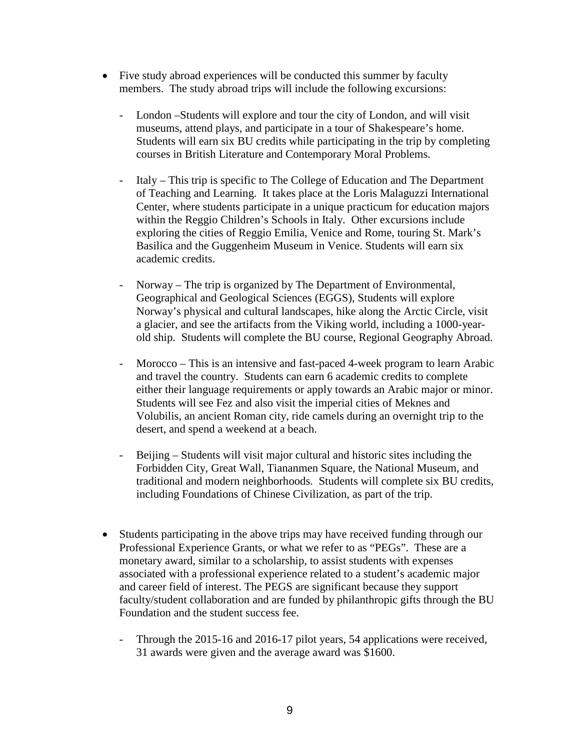- Five study abroad experiences will be conducted this summer by faculty members. The study abroad trips will include the following excursions:

    - London –Students will explore and tour the city of London, and will visit museums, attend plays, and participate in a tour of Shakespeare's home. Students will earn six BU credits while participating in the trip by completing courses in British Literature and Contemporary Moral Problems.

    - Italy – This trip is specific to The College of Education and The Department of Teaching and Learning. It takes place at the Loris Malaguzzi International Center, where students participate in a unique practicum for education majors within the Reggio Children's Schools in Italy. Other excursions include exploring the cities of Reggio Emilia, Venice and Rome, touring St. Mark's Basilica and the Guggenheim Museum in Venice. Students will earn six academic credits.

    - Norway – The trip is organized by The Department of Environmental, Geographical and Geological Sciences (EGGS), Students will explore Norway's physical and cultural landscapes, hike along the Arctic Circle, visit a glacier, and see the artifacts from the Viking world, including a 1000-year-old ship. Students will complete the BU course, Regional Geography Abroad.

    - Morocco – This is an intensive and fast-paced 4-week program to learn Arabic and travel the country. Students can earn 6 academic credits to complete either their language requirements or apply towards an Arabic major or minor. Students will see Fez and also visit the imperial cities of Meknes and Volubilis, an ancient Roman city, ride camels during an overnight trip to the desert, and spend a weekend at a beach.

    - Beijing – Students will visit major cultural and historic sites including the Forbidden City, Great Wall, Tiananmen Square, the National Museum, and traditional and modern neighborhoods. Students will complete six BU credits, including Foundations of Chinese Civilization, as part of the trip.

- Students participating in the above trips may have received funding through our Professional Experience Grants, or what we refer to as "PEGs". These are a monetary award, similar to a scholarship, to assist students with expenses associated with a professional experience related to a student's academic major and career field of interest. The PEGS are significant because they support faculty/student collaboration and are funded by philanthropic gifts through the BU Foundation and the student success fee.

    - Through the 2015-16 and 2016-17 pilot years, 54 applications were received, 31 awards were given and the average award was $1600.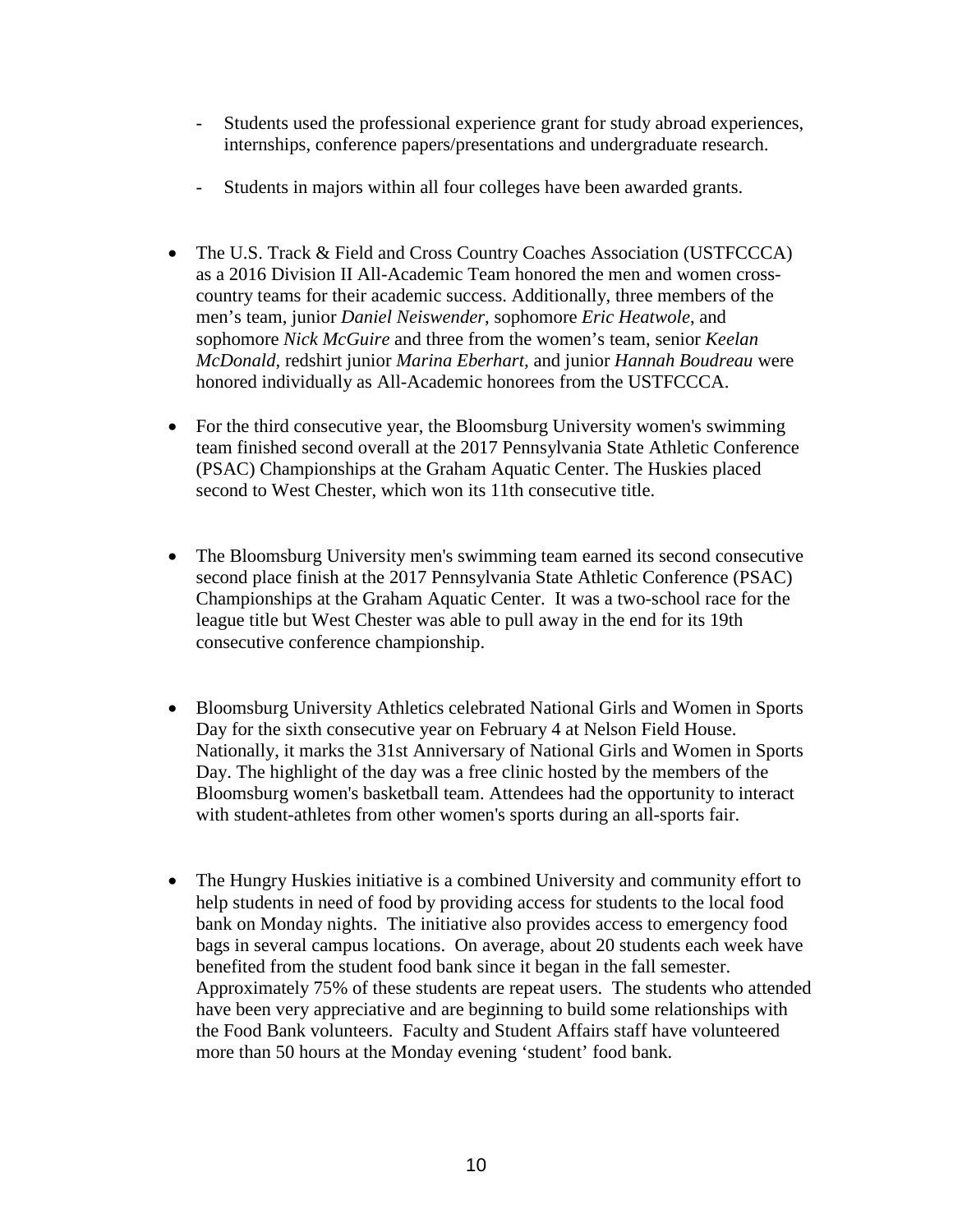- Students used the professional experience grant for study abroad experiences, internships, conference papers/presentations and undergraduate research.

- Students in majors within all four colleges have been awarded grants.

- The U.S. Track & Field and Cross Country Coaches Association (USTFCCCA) as a 2016 Division II All-Academic Team honored the men and women cross-country teams for their academic success. Additionally, three members of the men's team, junior *Daniel Neiswender*, sophomore *Eric Heatwole*, and sophomore *Nick McGuire* and three from the women's team, senior *Keelan McDonald*, redshirt junior *Marina Eberhart*, and junior *Hannah Boudreau* were honored individually as All-Academic honorees from the USTFCCCA.

- For the third consecutive year, the Bloomsburg University women's swimming team finished second overall at the 2017 Pennsylvania State Athletic Conference (PSAC) Championships at the Graham Aquatic Center. The Huskies placed second to West Chester, which won its 11th consecutive title.

- The Bloomsburg University men's swimming team earned its second consecutive second place finish at the 2017 Pennsylvania State Athletic Conference (PSAC) Championships at the Graham Aquatic Center. It was a two-school race for the league title but West Chester was able to pull away in the end for its 19th consecutive conference championship.

- Bloomsburg University Athletics celebrated National Girls and Women in Sports Day for the sixth consecutive year on February 4 at Nelson Field House. Nationally, it marks the 31st Anniversary of National Girls and Women in Sports Day. The highlight of the day was a free clinic hosted by the members of the Bloomsburg women's basketball team. Attendees had the opportunity to interact with student-athletes from other women's sports during an all-sports fair.

- The Hungry Huskies initiative is a combined University and community effort to help students in need of food by providing access for students to the local food bank on Monday nights. The initiative also provides access to emergency food bags in several campus locations. On average, about 20 students each week have benefited from the student food bank since it began in the fall semester. Approximately 75% of these students are repeat users. The students who attended have been very appreciative and are beginning to build some relationships with the Food Bank volunteers. Faculty and Student Affairs staff have volunteered more than 50 hours at the Monday evening 'student' food bank.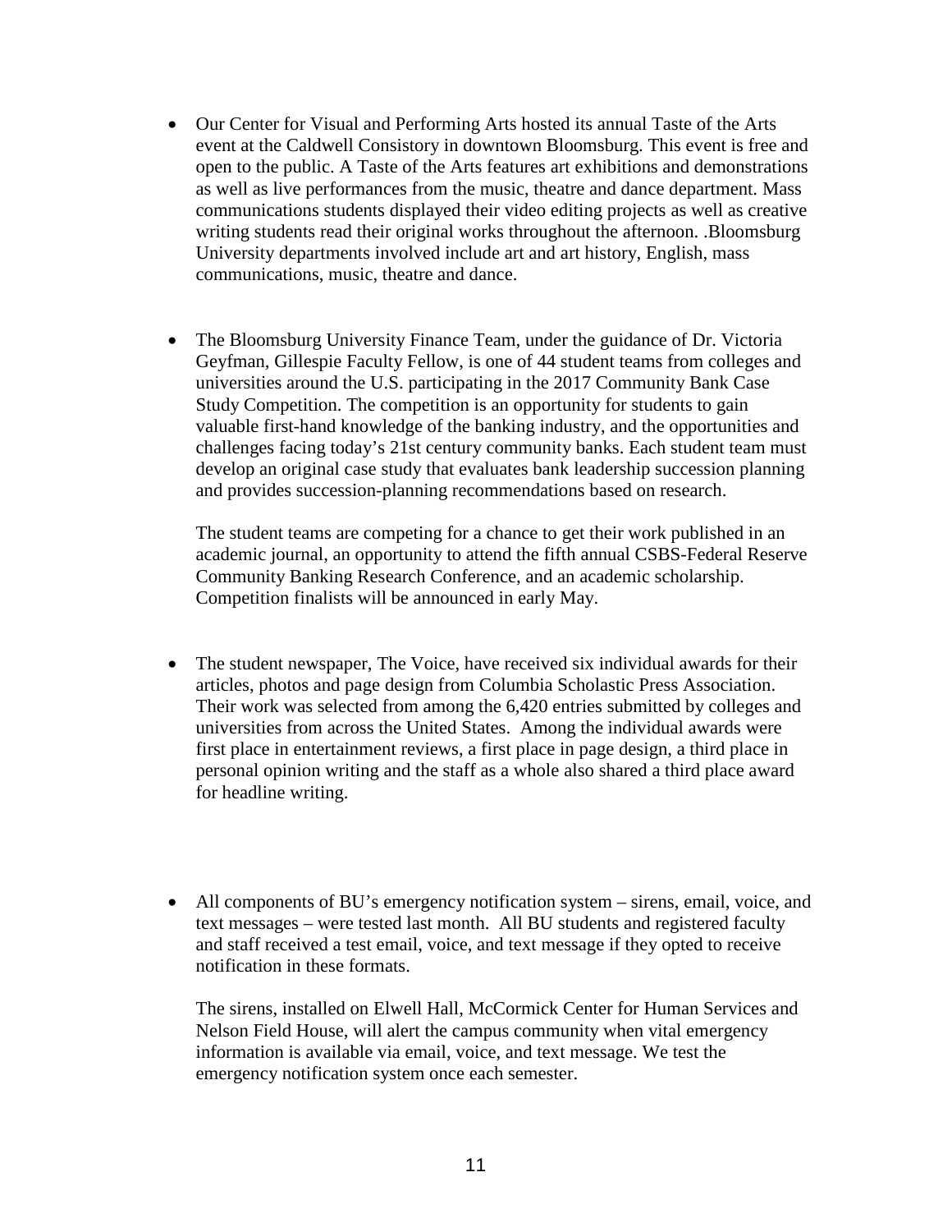- Our Center for Visual and Performing Arts hosted its annual Taste of the Arts event at the Caldwell Consistory in downtown Bloomsburg. This event is free and open to the public. A Taste of the Arts features art exhibitions and demonstrations as well as live performances from the music, theatre and dance department. Mass communications students displayed their video editing projects as well as creative writing students read their original works throughout the afternoon. .Bloomsburg University departments involved include art and art history, English, mass communications, music, theatre and dance.

- The Bloomsburg University Finance Team, under the guidance of Dr. Victoria Geyfman, Gillespie Faculty Fellow, is one of 44 student teams from colleges and universities around the U.S. participating in the 2017 Community Bank Case Study Competition. The competition is an opportunity for students to gain valuable first-hand knowledge of the banking industry, and the opportunities and challenges facing today's 21st century community banks. Each student team must develop an original case study that evaluates bank leadership succession planning and provides succession-planning recommendations based on research.

  The student teams are competing for a chance to get their work published in an academic journal, an opportunity to attend the fifth annual CSBS-Federal Reserve Community Banking Research Conference, and an academic scholarship. Competition finalists will be announced in early May.

- The student newspaper, The Voice, have received six individual awards for their articles, photos and page design from Columbia Scholastic Press Association. Their work was selected from among the 6,420 entries submitted by colleges and universities from across the United States. Among the individual awards were first place in entertainment reviews, a first place in page design, a third place in personal opinion writing and the staff as a whole also shared a third place award for headline writing.

- All components of BU's emergency notification system – sirens, email, voice, and text messages – were tested last month. All BU students and registered faculty and staff received a test email, voice, and text message if they opted to receive notification in these formats.

  The sirens, installed on Elwell Hall, McCormick Center for Human Services and Nelson Field House, will alert the campus community when vital emergency information is available via email, voice, and text message. We test the emergency notification system once each semester.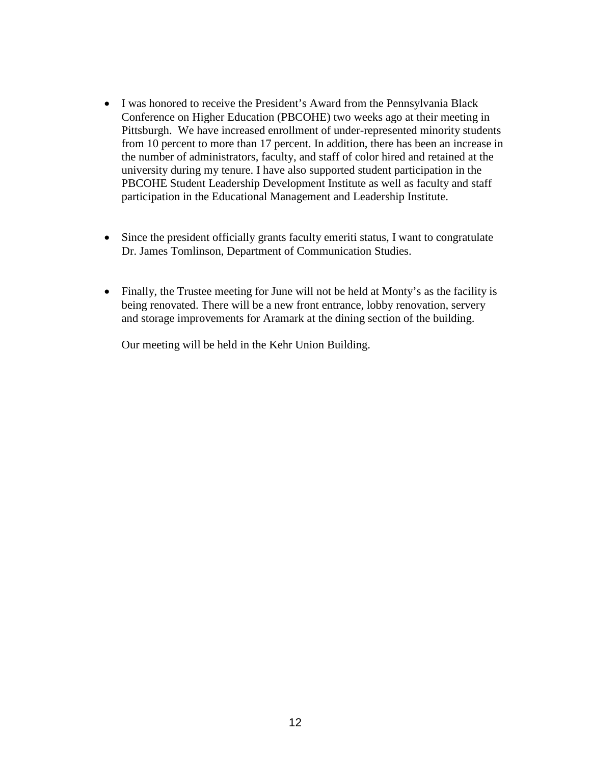- I was honored to receive the President's Award from the Pennsylvania Black Conference on Higher Education (PBCOHE) two weeks ago at their meeting in Pittsburgh. We have increased enrollment of under-represented minority students from 10 percent to more than 17 percent. In addition, there has been an increase in the number of administrators, faculty, and staff of color hired and retained at the university during my tenure. I have also supported student participation in the PBCOHE Student Leadership Development Institute as well as faculty and staff participation in the Educational Management and Leadership Institute.

- Since the president officially grants faculty emeriti status, I want to congratulate Dr. James Tomlinson, Department of Communication Studies.

- Finally, the Trustee meeting for June will not be held at Monty's as the facility is being renovated. There will be a new front entrance, lobby renovation, servery and storage improvements for Aramark at the dining section of the building.

  Our meeting will be held in the Kehr Union Building.